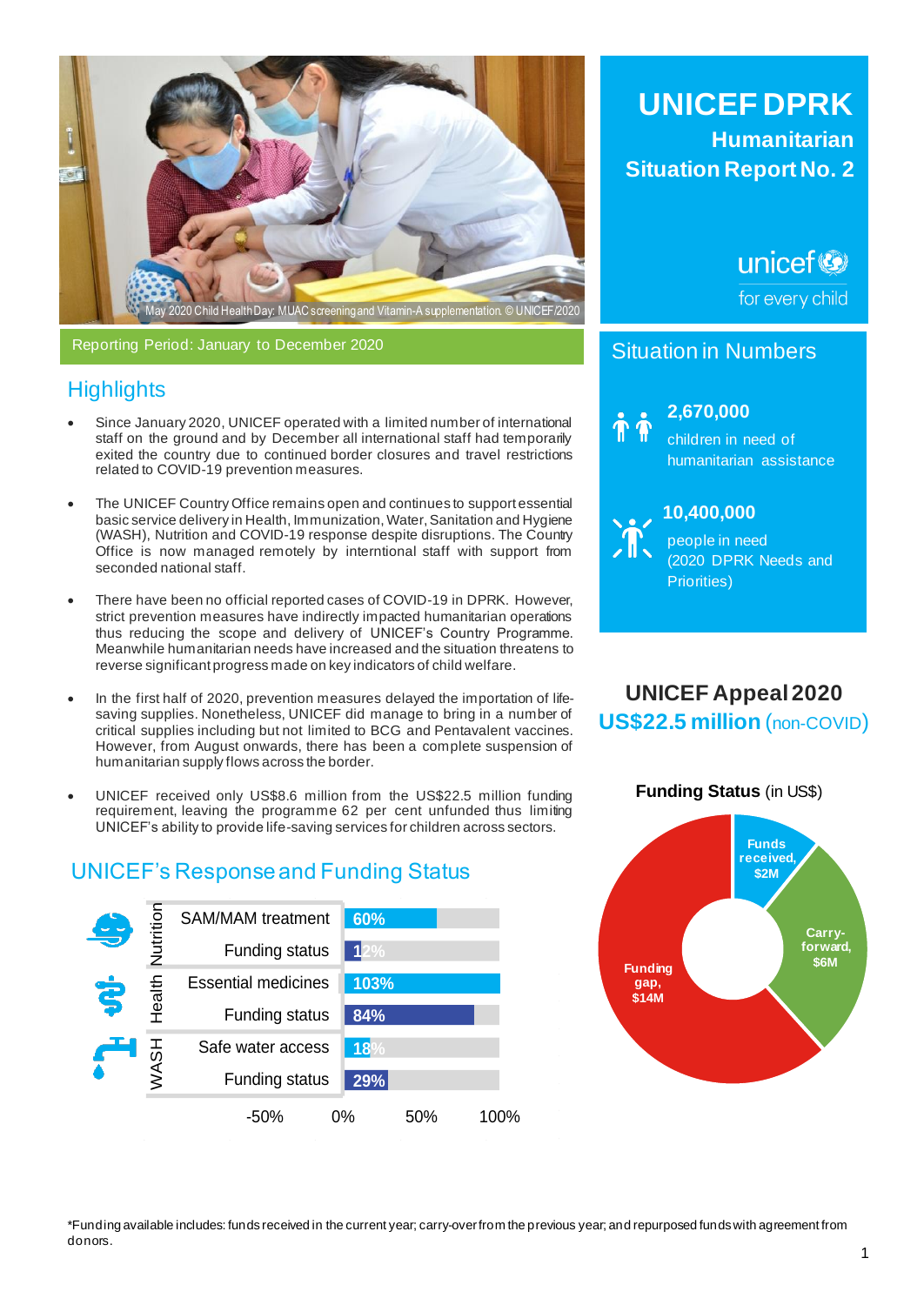# UNICEF DPRK

## Humanitarian Situation Report No. 2

unicef for every child

May 2020 Child Health Day: MUAC screening and Vitamin-A supplementation. © UNICEF/2020

Reporting Period: January to December 2020

## Highlights

- Since January 2020, UNICEF operated with a limited number of international staff on the ground and by December all international staff had temporarily exited the country due to continued border closures and travel restrictions related to COVID-19 prevention measures.
- The UNICEF Country Office remains open and continues to support essential basic service delivery in Health, Immunization, Water, Sanitation and Hygiene (WASH), Nutrition and COVID-19 response despite disruptions. The Country Office is now managed remotely by interntional staff with support from seconded national staff.
- There have been no official reported cases of COVID-19 in DPRK. However, strict prevention measures have indirectly impacted humanitarian operations thus reducing the scope and delivery of UNICEF's Country Programme. Meanwhile humanitarian needs have increased and the situation threatens to reverse significant progress made on key indicators of child welfare.
- In the first half of 2020, prevention measures delayed the importation of life-saving supplies. Nonetheless, UNICEF did manage to bring in a number of critical supplies including but not limited to BCG and Pentavalent vaccines. However, from August onwards, there has been a complete suspension of humanitarian supply flows across the border.
- UNICEF received only US$8.6 million from the US$22.5 million funding requirement, leaving the programme 62 per cent unfunded thus limiting UNICEF's ability to provide life-saving services for children across sectors.

## Situation in Numbers

**2,670,000**
children in need of humanitarian assistance

**10,400,000**
people in need
(2020 DPRK Needs and Priorities)

## UNICEF's Response and Funding Status

| Sector | Indicator | Value |
|---|---|---|
| Nutrition | SAM/MAM treatment | 60% |
| | Funding status | 12% |
| Health | Essential medicines | 103% |
| | Funding status | 84% |
| WASH | Safe water access | 18% |
| | Funding status | 29% |

## UNICEF Appeal 2020

**US$22.5 million** (non-COVID)

**Funding Status** (in US$)

- Funds received, $2M
- Carry-forward, $6M
- Funding gap, $14M

*Funding available includes: funds received in the current year; carry-over from the previous year; and repurposed funds with agreement from donors.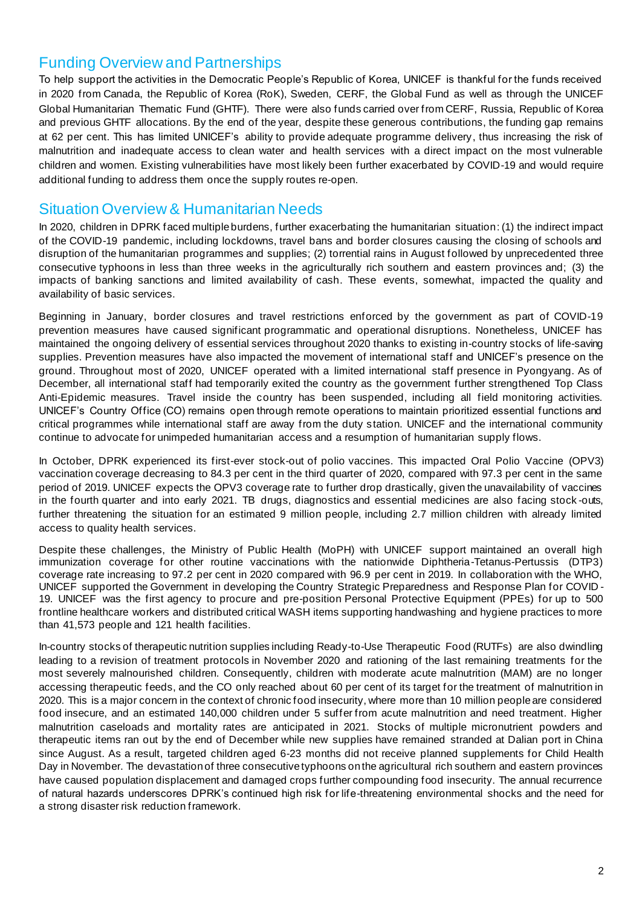## Funding Overview and Partnerships

To help support the activities in the Democratic People's Republic of Korea, UNICEF is thankful for the funds received in 2020 from Canada, the Republic of Korea (RoK), Sweden, CERF, the Global Fund as well as through the UNICEF Global Humanitarian Thematic Fund (GHTF). There were also funds carried over from CERF, Russia, Republic of Korea and previous GHTF allocations. By the end of the year, despite these generous contributions, the funding gap remains at 62 per cent. This has limited UNICEF's ability to provide adequate programme delivery, thus increasing the risk of malnutrition and inadequate access to clean water and health services with a direct impact on the most vulnerable children and women. Existing vulnerabilities have most likely been further exacerbated by COVID-19 and would require additional funding to address them once the supply routes re-open.

## Situation Overview & Humanitarian Needs

In 2020, children in DPRK faced multiple burdens, further exacerbating the humanitarian situation: (1) the indirect impact of the COVID-19 pandemic, including lockdowns, travel bans and border closures causing the closing of schools and disruption of the humanitarian programmes and supplies; (2) torrential rains in August followed by unprecedented three consecutive typhoons in less than three weeks in the agriculturally rich southern and eastern provinces and; (3) the impacts of banking sanctions and limited availability of cash. These events, somewhat, impacted the quality and availability of basic services.

Beginning in January, border closures and travel restrictions enforced by the government as part of COVID-19 prevention measures have caused significant programmatic and operational disruptions. Nonetheless, UNICEF has maintained the ongoing delivery of essential services throughout 2020 thanks to existing in-country stocks of life-saving supplies. Prevention measures have also impacted the movement of international staff and UNICEF's presence on the ground. Throughout most of 2020, UNICEF operated with a limited international staff presence in Pyongyang. As of December, all international staff had temporarily exited the country as the government further strengthened Top Class Anti-Epidemic measures. Travel inside the country has been suspended, including all field monitoring activities. UNICEF's Country Office (CO) remains open through remote operations to maintain prioritized essential functions and critical programmes while international staff are away from the duty station. UNICEF and the international community continue to advocate for unimpeded humanitarian access and a resumption of humanitarian supply flows.

In October, DPRK experienced its first-ever stock-out of polio vaccines. This impacted Oral Polio Vaccine (OPV3) vaccination coverage decreasing to 84.3 per cent in the third quarter of 2020, compared with 97.3 per cent in the same period of 2019. UNICEF expects the OPV3 coverage rate to further drop drastically, given the unavailability of vaccines in the fourth quarter and into early 2021. TB drugs, diagnostics and essential medicines are also facing stock-outs, further threatening the situation for an estimated 9 million people, including 2.7 million children with already limited access to quality health services.

Despite these challenges, the Ministry of Public Health (MoPH) with UNICEF support maintained an overall high immunization coverage for other routine vaccinations with the nationwide Diphtheria-Tetanus-Pertussis (DTP3) coverage rate increasing to 97.2 per cent in 2020 compared with 96.9 per cent in 2019. In collaboration with the WHO, UNICEF supported the Government in developing the Country Strategic Preparedness and Response Plan for COVID-19. UNICEF was the first agency to procure and pre-position Personal Protective Equipment (PPEs) for up to 500 frontline healthcare workers and distributed critical WASH items supporting handwashing and hygiene practices to more than 41,573 people and 121 health facilities.

In-country stocks of therapeutic nutrition supplies including Ready-to-Use Therapeutic Food (RUTFs) are also dwindling leading to a revision of treatment protocols in November 2020 and rationing of the last remaining treatments for the most severely malnourished children. Consequently, children with moderate acute malnutrition (MAM) are no longer accessing therapeutic feeds, and the CO only reached about 60 per cent of its target for the treatment of malnutrition in 2020. This is a major concern in the context of chronic food insecurity, where more than 10 million people are considered food insecure, and an estimated 140,000 children under 5 suffer from acute malnutrition and need treatment. Higher malnutrition caseloads and mortality rates are anticipated in 2021. Stocks of multiple micronutrient powders and therapeutic items ran out by the end of December while new supplies have remained stranded at Dalian port in China since August. As a result, targeted children aged 6-23 months did not receive planned supplements for Child Health Day in November. The devastation of three consecutive typhoons on the agricultural rich southern and eastern provinces have caused population displacement and damaged crops further compounding food insecurity. The annual recurrence of natural hazards underscores DPRK's continued high risk for life-threatening environmental shocks and the need for a strong disaster risk reduction framework.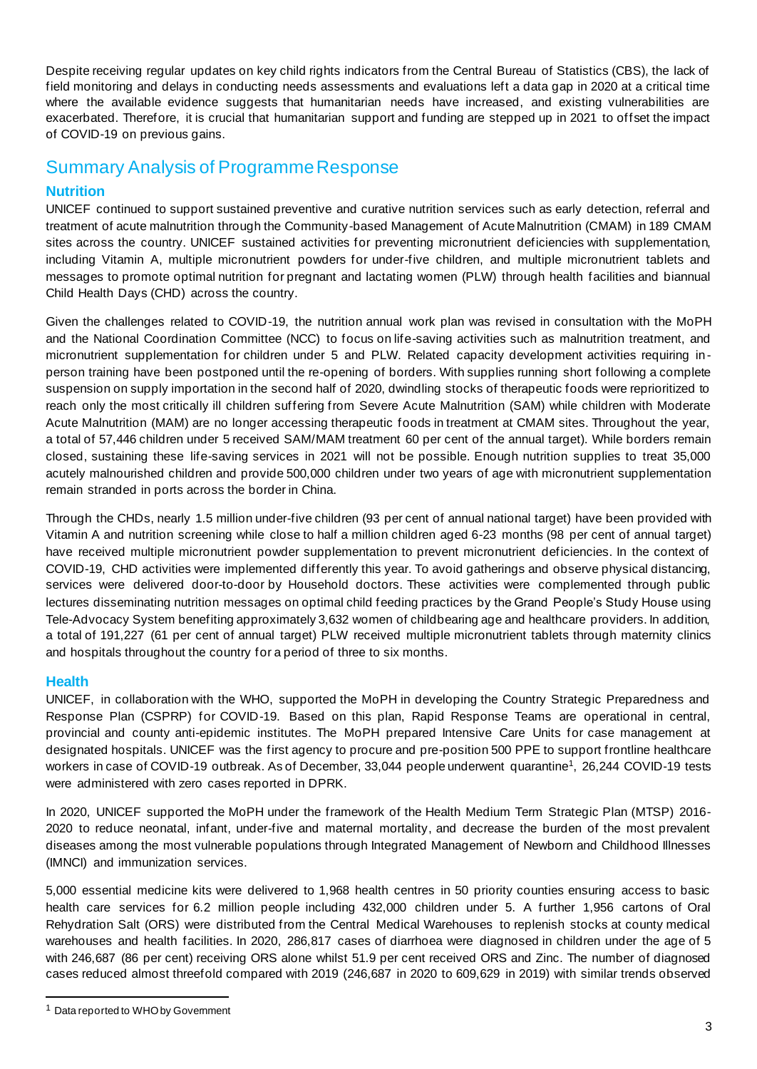Despite receiving regular updates on key child rights indicators from the Central Bureau of Statistics (CBS), the lack of field monitoring and delays in conducting needs assessments and evaluations left a data gap in 2020 at a critical time where the available evidence suggests that humanitarian needs have increased, and existing vulnerabilities are exacerbated. Therefore, it is crucial that humanitarian support and funding are stepped up in 2021 to offset the impact of COVID-19 on previous gains.

## Summary Analysis of Programme Response

### Nutrition

UNICEF continued to support sustained preventive and curative nutrition services such as early detection, referral and treatment of acute malnutrition through the Community-based Management of Acute Malnutrition (CMAM) in 189 CMAM sites across the country. UNICEF sustained activities for preventing micronutrient deficiencies with supplementation, including Vitamin A, multiple micronutrient powders for under-five children, and multiple micronutrient tablets and messages to promote optimal nutrition for pregnant and lactating women (PLW) through health facilities and biannual Child Health Days (CHD) across the country.

Given the challenges related to COVID-19, the nutrition annual work plan was revised in consultation with the MoPH and the National Coordination Committee (NCC) to focus on life-saving activities such as malnutrition treatment, and micronutrient supplementation for children under 5 and PLW. Related capacity development activities requiring in-person training have been postponed until the re-opening of borders. With supplies running short following a complete suspension on supply importation in the second half of 2020, dwindling stocks of therapeutic foods were reprioritized to reach only the most critically ill children suffering from Severe Acute Malnutrition (SAM) while children with Moderate Acute Malnutrition (MAM) are no longer accessing therapeutic foods in treatment at CMAM sites. Throughout the year, a total of 57,446 children under 5 received SAM/MAM treatment 60 per cent of the annual target). While borders remain closed, sustaining these life-saving services in 2021 will not be possible. Enough nutrition supplies to treat 35,000 acutely malnourished children and provide 500,000 children under two years of age with micronutrient supplementation remain stranded in ports across the border in China.

Through the CHDs, nearly 1.5 million under-five children (93 per cent of annual national target) have been provided with Vitamin A and nutrition screening while close to half a million children aged 6-23 months (98 per cent of annual target) have received multiple micronutrient powder supplementation to prevent micronutrient deficiencies. In the context of COVID-19, CHD activities were implemented differently this year. To avoid gatherings and observe physical distancing, services were delivered door-to-door by Household doctors. These activities were complemented through public lectures disseminating nutrition messages on optimal child feeding practices by the Grand People's Study House using Tele-Advocacy System benefiting approximately 3,632 women of childbearing age and healthcare providers. In addition, a total of 191,227 (61 per cent of annual target) PLW received multiple micronutrient tablets through maternity clinics and hospitals throughout the country for a period of three to six months.

### Health

UNICEF, in collaboration with the WHO, supported the MoPH in developing the Country Strategic Preparedness and Response Plan (CSPRP) for COVID-19. Based on this plan, Rapid Response Teams are operational in central, provincial and county anti-epidemic institutes. The MoPH prepared Intensive Care Units for case management at designated hospitals. UNICEF was the first agency to procure and pre-position 500 PPE to support frontline healthcare workers in case of COVID-19 outbreak. As of December, 33,044 people underwent quarantine[1], 26,244 COVID-19 tests were administered with zero cases reported in DPRK.

In 2020, UNICEF supported the MoPH under the framework of the Health Medium Term Strategic Plan (MTSP) 2016-2020 to reduce neonatal, infant, under-five and maternal mortality, and decrease the burden of the most prevalent diseases among the most vulnerable populations through Integrated Management of Newborn and Childhood Illnesses (IMNCI) and immunization services.

5,000 essential medicine kits were delivered to 1,968 health centres in 50 priority counties ensuring access to basic health care services for 6.2 million people including 432,000 children under 5. A further 1,956 cartons of Oral Rehydration Salt (ORS) were distributed from the Central Medical Warehouses to replenish stocks at county medical warehouses and health facilities. In 2020, 286,817 cases of diarrhoea were diagnosed in children under the age of 5 with 246,687 (86 per cent) receiving ORS alone whilst 51.9 per cent received ORS and Zinc. The number of diagnosed cases reduced almost threefold compared with 2019 (246,687 in 2020 to 609,629 in 2019) with similar trends observed

[1] Data reported to WHO by Government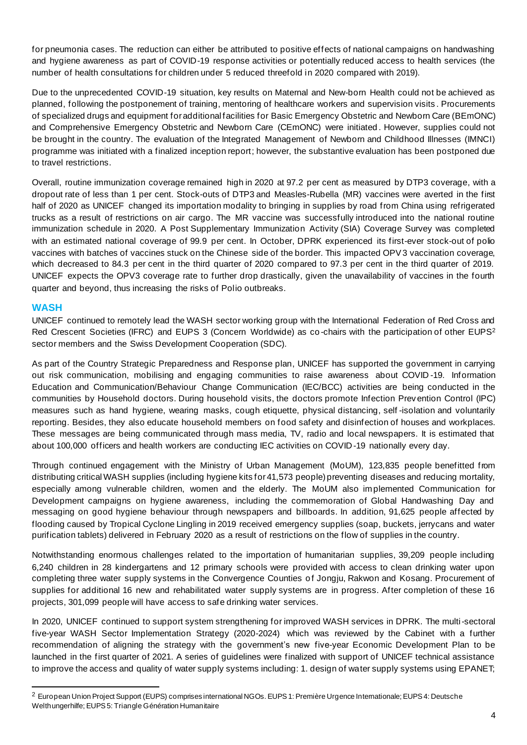for pneumonia cases. The reduction can either be attributed to positive effects of national campaigns on handwashing and hygiene awareness as part of COVID-19 response activities or potentially reduced access to health services (the number of health consultations for children under 5 reduced threefold in 2020 compared with 2019).

Due to the unprecedented COVID-19 situation, key results on Maternal and New-born Health could not be achieved as planned, following the postponement of training, mentoring of healthcare workers and supervision visits. Procurements of specialized drugs and equipment for additional facilities for Basic Emergency Obstetric and Newborn Care (BEmONC) and Comprehensive Emergency Obstetric and Newborn Care (CEmONC) were initiated. However, supplies could not be brought in the country. The evaluation of the Integrated Management of Newborn and Childhood Illnesses (IMNCI) programme was initiated with a finalized inception report; however, the substantive evaluation has been postponed due to travel restrictions.

Overall, routine immunization coverage remained high in 2020 at 97.2 per cent as measured by DTP3 coverage, with a dropout rate of less than 1 per cent. Stock-outs of DTP3 and Measles-Rubella (MR) vaccines were averted in the first half of 2020 as UNICEF changed its importation modality to bringing in supplies by road from China using refrigerated trucks as a result of restrictions on air cargo. The MR vaccine was successfully introduced into the national routine immunization schedule in 2020. A Post Supplementary Immunization Activity (SIA) Coverage Survey was completed with an estimated national coverage of 99.9 per cent. In October, DPRK experienced its first-ever stock-out of polio vaccines with batches of vaccines stuck on the Chinese side of the border. This impacted OPV3 vaccination coverage, which decreased to 84.3 per cent in the third quarter of 2020 compared to 97.3 per cent in the third quarter of 2019. UNICEF expects the OPV3 coverage rate to further drop drastically, given the unavailability of vaccines in the fourth quarter and beyond, thus increasing the risks of Polio outbreaks.

## WASH

UNICEF continued to remotely lead the WASH sector working group with the International Federation of Red Cross and Red Crescent Societies (IFRC) and EUPS 3 (Concern Worldwide) as co-chairs with the participation of other EUPS[2] sector members and the Swiss Development Cooperation (SDC).

As part of the Country Strategic Preparedness and Response plan, UNICEF has supported the government in carrying out risk communication, mobilising and engaging communities to raise awareness about COVID-19. Information Education and Communication/Behaviour Change Communication (IEC/BCC) activities are being conducted in the communities by Household doctors. During household visits, the doctors promote Infection Prevention Control (IPC) measures such as hand hygiene, wearing masks, cough etiquette, physical distancing, self-isolation and voluntarily reporting. Besides, they also educate household members on food safety and disinfection of houses and workplaces. These messages are being communicated through mass media, TV, radio and local newspapers. It is estimated that about 100,000 officers and health workers are conducting IEC activities on COVID-19 nationally every day.

Through continued engagement with the Ministry of Urban Management (MoUM), 123,835 people benefitted from distributing critical WASH supplies (including hygiene kits for 41,573 people) preventing diseases and reducing mortality, especially among vulnerable children, women and the elderly. The MoUM also implemented Communication for Development campaigns on hygiene awareness, including the commemoration of Global Handwashing Day and messaging on good hygiene behaviour through newspapers and billboards. In addition, 91,625 people affected by flooding caused by Tropical Cyclone Lingling in 2019 received emergency supplies (soap, buckets, jerrycans and water purification tablets) delivered in February 2020 as a result of restrictions on the flow of supplies in the country.

Notwithstanding enormous challenges related to the importation of humanitarian supplies, 39,209 people including 6,240 children in 28 kindergartens and 12 primary schools were provided with access to clean drinking water upon completing three water supply systems in the Convergence Counties of Jongju, Rakwon and Kosang. Procurement of supplies for additional 16 new and rehabilitated water supply systems are in progress. After completion of these 16 projects, 301,099 people will have access to safe drinking water services.

In 2020, UNICEF continued to support system strengthening for improved WASH services in DPRK. The multi-sectoral five-year WASH Sector Implementation Strategy (2020-2024) which was reviewed by the Cabinet with a further recommendation of aligning the strategy with the government's new five-year Economic Development Plan to be launched in the first quarter of 2021. A series of guidelines were finalized with support of UNICEF technical assistance to improve the access and quality of water supply systems including: 1. design of water supply systems using EPANET;

[2] European Union Project Support (EUPS) comprises international NGOs. EUPS 1: Première Urgence Internationale; EUPS 4: Deutsche Welthungerhilfe; EUPS 5: Triangle Génération Humanitaire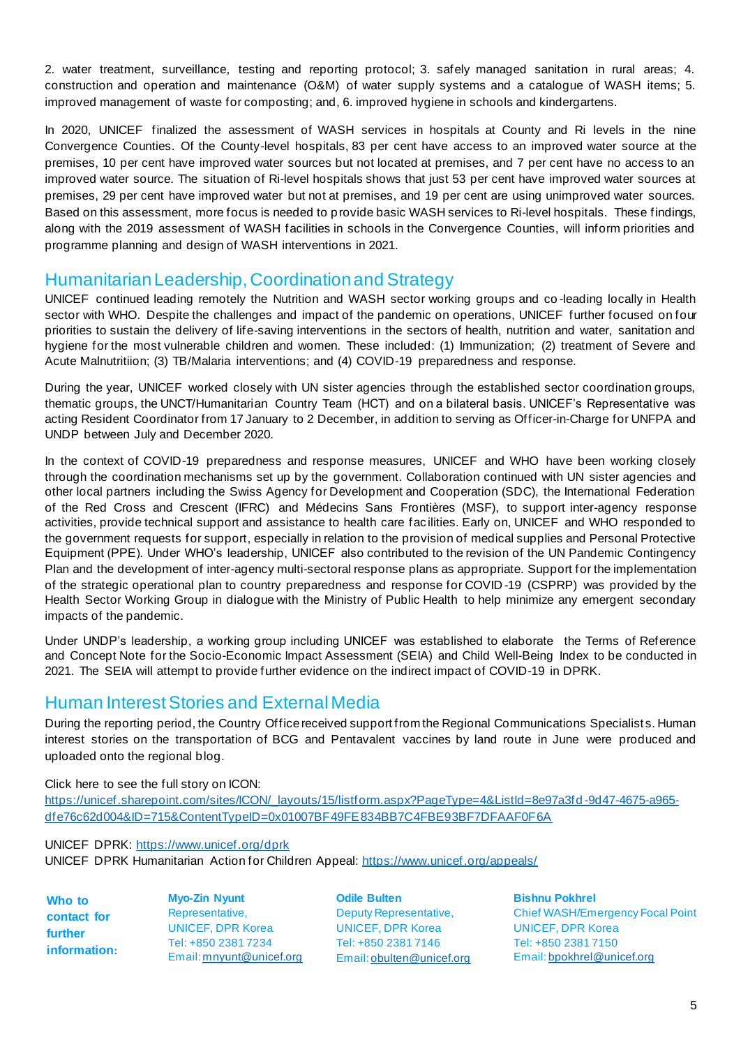2. water treatment, surveillance, testing and reporting protocol; 3. safely managed sanitation in rural areas; 4. construction and operation and maintenance (O&M) of water supply systems and a catalogue of WASH items; 5. improved management of waste for composting; and, 6. improved hygiene in schools and kindergartens.

In 2020, UNICEF finalized the assessment of WASH services in hospitals at County and Ri levels in the nine Convergence Counties. Of the County-level hospitals, 83 per cent have access to an improved water source at the premises, 10 per cent have improved water sources but not located at premises, and 7 per cent have no access to an improved water source. The situation of Ri-level hospitals shows that just 53 per cent have improved water sources at premises, 29 per cent have improved water but not at premises, and 19 per cent are using unimproved water sources. Based on this assessment, more focus is needed to provide basic WASH services to Ri-level hospitals. These findings, along with the 2019 assessment of WASH facilities in schools in the Convergence Counties, will inform priorities and programme planning and design of WASH interventions in 2021.

## Humanitarian Leadership, Coordination and Strategy

UNICEF continued leading remotely the Nutrition and WASH sector working groups and co-leading locally in Health sector with WHO. Despite the challenges and impact of the pandemic on operations, UNICEF further focused on four priorities to sustain the delivery of life-saving interventions in the sectors of health, nutrition and water, sanitation and hygiene for the most vulnerable children and women. These included: (1) Immunization; (2) treatment of Severe and Acute Malnutritiion; (3) TB/Malaria interventions; and (4) COVID-19 preparedness and response.

During the year, UNICEF worked closely with UN sister agencies through the established sector coordination groups, thematic groups, the UNCT/Humanitarian Country Team (HCT) and on a bilateral basis. UNICEF's Representative was acting Resident Coordinator from 17 January to 2 December, in addition to serving as Officer-in-Charge for UNFPA and UNDP between July and December 2020.

In the context of COVID-19 preparedness and response measures, UNICEF and WHO have been working closely through the coordination mechanisms set up by the government. Collaboration continued with UN sister agencies and other local partners including the Swiss Agency for Development and Cooperation (SDC), the International Federation of the Red Cross and Crescent (IFRC) and Médecins Sans Frontières (MSF), to support inter-agency response activities, provide technical support and assistance to health care facilities. Early on, UNICEF and WHO responded to the government requests for support, especially in relation to the provision of medical supplies and Personal Protective Equipment (PPE). Under WHO's leadership, UNICEF also contributed to the revision of the UN Pandemic Contingency Plan and the development of inter-agency multi-sectoral response plans as appropriate. Support for the implementation of the strategic operational plan to country preparedness and response for COVID-19 (CSPRP) was provided by the Health Sector Working Group in dialogue with the Ministry of Public Health to help minimize any emergent secondary impacts of the pandemic.

Under UNDP's leadership, a working group including UNICEF was established to elaborate the Terms of Reference and Concept Note for the Socio-Economic Impact Assessment (SEIA) and Child Well-Being Index to be conducted in 2021. The SEIA will attempt to provide further evidence on the indirect impact of COVID-19 in DPRK.

## Human Interest Stories and External Media

During the reporting period, the Country Office received support from the Regional Communications Specialists. Human interest stories on the transportation of BCG and Pentavalent vaccines by land route in June were produced and uploaded onto the regional blog.

Click here to see the full story on ICON:
https://unicef.sharepoint.com/sites/ICON/_layouts/15/listform.aspx?PageType=4&ListId=8e97a3fd-9d47-4675-a965-dfe76c62d004&ID=715&ContentTypeID=0x01007BF49FE834BB7C4FBE93BF7DFAAF0F6A

UNICEF DPRK: https://www.unicef.org/dprk
UNICEF DPRK Humanitarian Action for Children Appeal: https://www.unicef.org/appeals/

| **Who to contact for further information:** | **Myo-Zin Nyunt**<br>Representative,<br>UNICEF, DPR Korea<br>Tel: +850 2381 7234<br>Email: mnyunt@unicef.org | **Odile Bulten**<br>Deputy Representative,<br>UNICEF, DPR Korea<br>Tel: +850 2381 7146<br>Email: obulten@unicef.org | **Bishnu Pokhrel**<br>Chief WASH/Emergency Focal Point<br>UNICEF, DPR Korea<br>Tel: +850 2381 7150<br>Email: bpokhrel@unicef.org |
|---|---|---|---|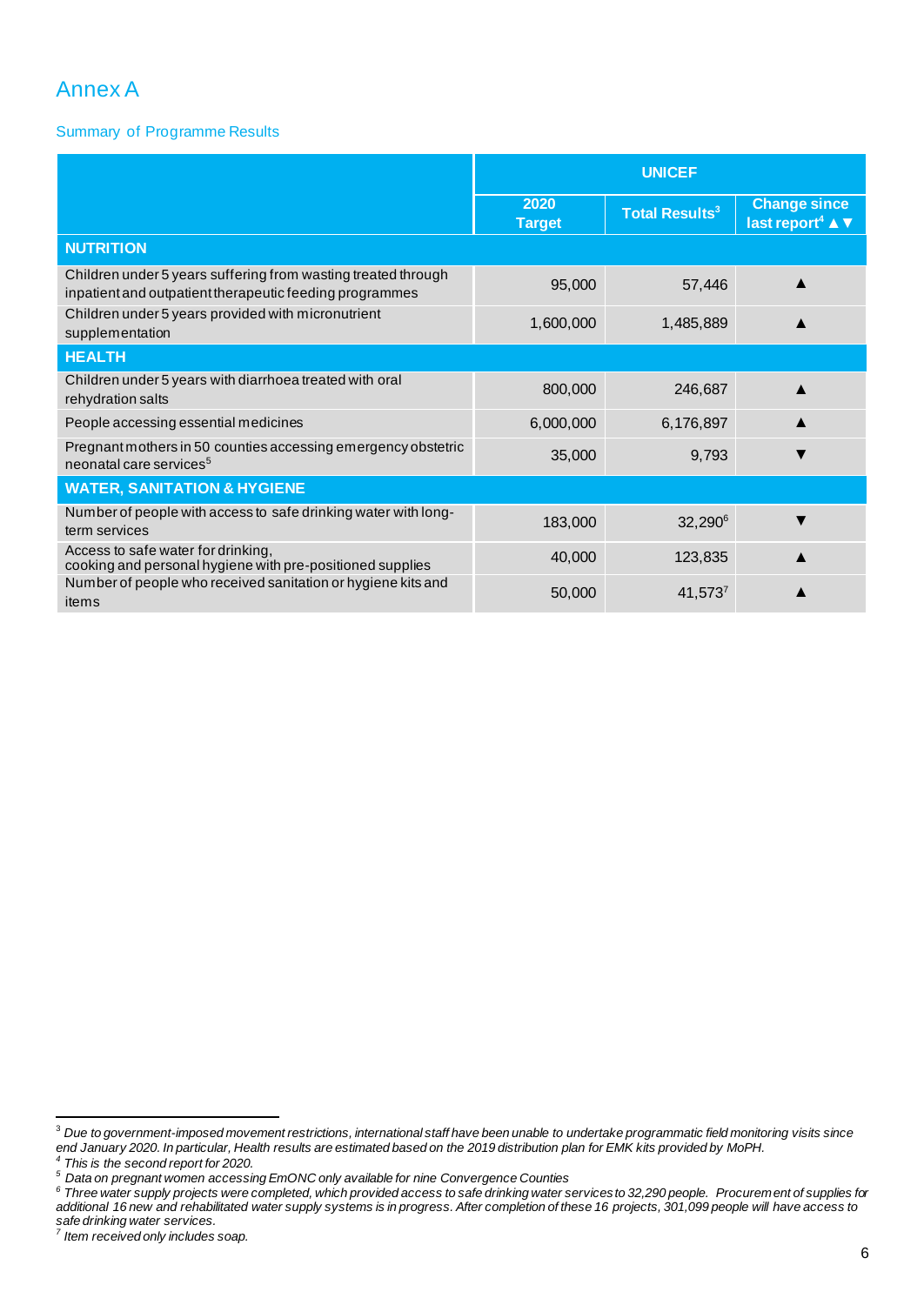# Annex A

## Summary of Programme Results

| | UNICEF | | |
|---|---|---|---|
| | 2020 Target | Total Results[3] | Change since last report[4] ▲▼ |
| **NUTRITION** | | | |
| Children under 5 years suffering from wasting treated through inpatient and outpatient therapeutic feeding programmes | 95,000 | 57,446 | ▲ |
| Children under 5 years provided with micronutrient supplementation | 1,600,000 | 1,485,889 | ▲ |
| **HEALTH** | | | |
| Children under 5 years with diarrhoea treated with oral rehydration salts | 800,000 | 246,687 | ▲ |
| People accessing essential medicines | 6,000,000 | 6,176,897 | ▲ |
| Pregnant mothers in 50 counties accessing emergency obstetric neonatal care services[5] | 35,000 | 9,793 | ▼ |
| **WATER, SANITATION & HYGIENE** | | | |
| Number of people with access to safe drinking water with long-term services | 183,000 | 32,290[6] | ▼ |
| Access to safe water for drinking, cooking and personal hygiene with pre-positioned supplies | 40,000 | 123,835 | ▲ |
| Number of people who received sanitation or hygiene kits and items | 50,000 | 41,573[7] | ▲ |

---

[3] *Due to government-imposed movement restrictions, international staff have been unable to undertake programmatic field monitoring visits since end January 2020. In particular, Health results are estimated based on the 2019 distribution plan for EMK kits provided by MoPH.*

[4] *This is the second report for 2020.*

[5] *Data on pregnant women accessing EmONC only available for nine Convergence Counties*

[6] *Three water supply projects were completed, which provided access to safe drinking water services to 32,290 people. Procurement of supplies for additional 16 new and rehabilitated water supply systems is in progress. After completion of these 16 projects, 301,099 people will have access to safe drinking water services.*

[7] *Item received only includes soap.*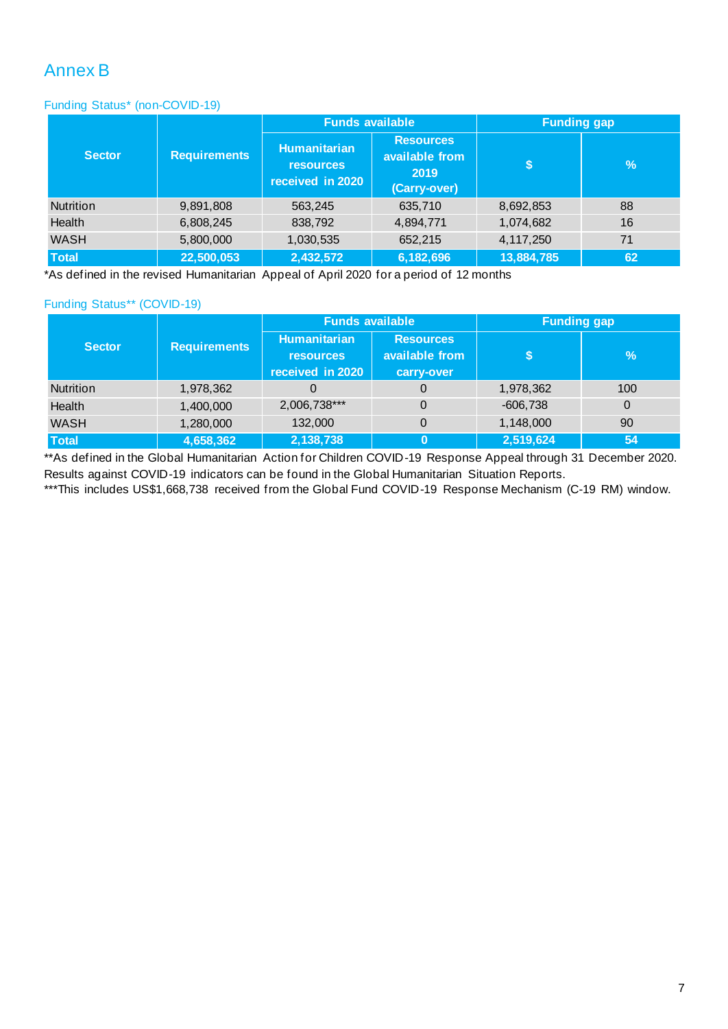# Annex B

### Funding Status* (non-COVID-19)

| Sector | Requirements | Funds available | | Funding gap | |
|---|---|---|---|---|---|
| | | Humanitarian resources received in 2020 | Resources available from 2019 (Carry-over) | $ | % |
| Nutrition | 9,891,808 | 563,245 | 635,710 | 8,692,853 | 88 |
| Health | 6,808,245 | 838,792 | 4,894,771 | 1,074,682 | 16 |
| WASH | 5,800,000 | 1,030,535 | 652,215 | 4,117,250 | 71 |
| **Total** | **22,500,053** | **2,432,572** | **6,182,696** | **13,884,785** | **62** |

*As defined in the revised Humanitarian Appeal of April 2020 for a period of 12 months

### Funding Status** (COVID-19)

| Sector | Requirements | Funds available | | Funding gap | |
|---|---|---|---|---|---|
| | | Humanitarian resources received in 2020 | Resources available from carry-over | $ | % |
| Nutrition | 1,978,362 | 0 | 0 | 1,978,362 | 100 |
| Health | 1,400,000 | 2,006,738*** | 0 | -606,738 | 0 |
| WASH | 1,280,000 | 132,000 | 0 | 1,148,000 | 90 |
| **Total** | **4,658,362** | **2,138,738** | **0** | **2,519,624** | **54** |

**As defined in the Global Humanitarian Action for Children COVID-19 Response Appeal through 31 December 2020. Results against COVID-19 indicators can be found in the Global Humanitarian Situation Reports.

***This includes US$1,668,738 received from the Global Fund COVID-19 Response Mechanism (C-19 RM) window.